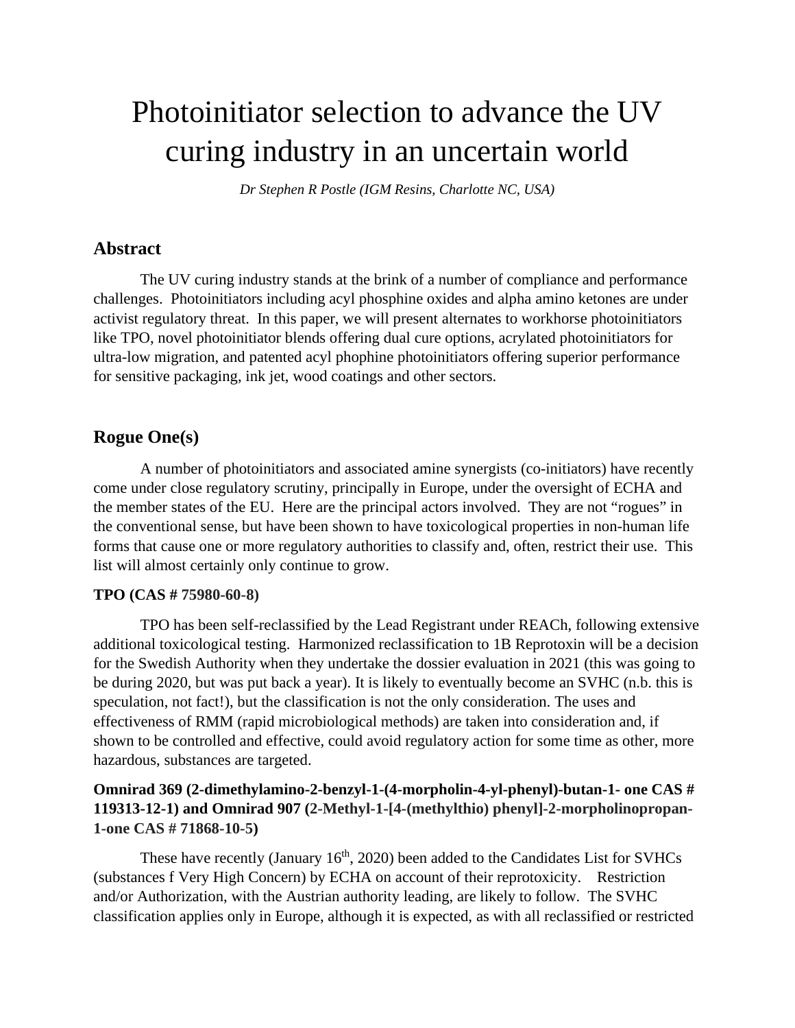# Photoinitiator selection to advance the UV curing industry in an uncertain world

*Dr Stephen R Postle (IGM Resins, Charlotte NC, USA)*

## Abstract

The UV curing industry stands at the brink of a number of compliance and performance challenges. Photoinitiators including acyl phosphine oxides and alpha amino ketones are under activist regulatory threat. In this paper, we will present alternates to workhorse photoinitiators like TPO, novel photoinitiator blends offering dual cure options, acrylated photoinitiators for ultra-low migration, and patented acyl phophine photoinitiators offering superior performance for sensitive packaging, ink jet, wood coatings and other sectors.

## Rogue One(s)

A number of photoinitiators and associated amine synergists (co-initiators) have recently come under close regulatory scrutiny, principally in Europe, under the oversight of ECHA and the member states of the EU. Here are the principal actors involved. They are not "rogues" in the conventional sense, but have been shown to have toxicological properties in non-human life forms that cause one or more regulatory authorities to classify and, often, restrict their use. This list will almost certainly only continue to grow.

**TPO (CAS # 75980-60-8)**

TPO has been self-reclassified by the Lead Registrant under REACh, following extensive additional toxicological testing. Harmonized reclassification to 1B Reprotoxin will be a decision for the Swedish Authority when they undertake the dossier evaluation in 2021 (this was going to be during 2020, but was put back a year). It is likely to eventually become an SVHC (n.b. this is speculation, not fact!), but the classification is not the only consideration. The uses and effectiveness of RMM (rapid microbiological methods) are taken into consideration and, if shown to be controlled and effective, could avoid regulatory action for some time as other, more hazardous, substances are targeted.

**Omnirad 369 (2-dimethylamino-2-benzyl-1-(4-morpholin-4-yl-phenyl)-butan-1- one CAS # 119313-12-1) and Omnirad 907 (2-Methyl-1-[4-(methylthio) phenyl]-2-morpholinopropan-1-one CAS # 71868-10-5)**

These have recently (January 16th, 2020) been added to the Candidates List for SVHCs (substances f Very High Concern) by ECHA on account of their reprotoxicity. Restriction and/or Authorization, with the Austrian authority leading, are likely to follow. The SVHC classification applies only in Europe, although it is expected, as with all reclassified or restricted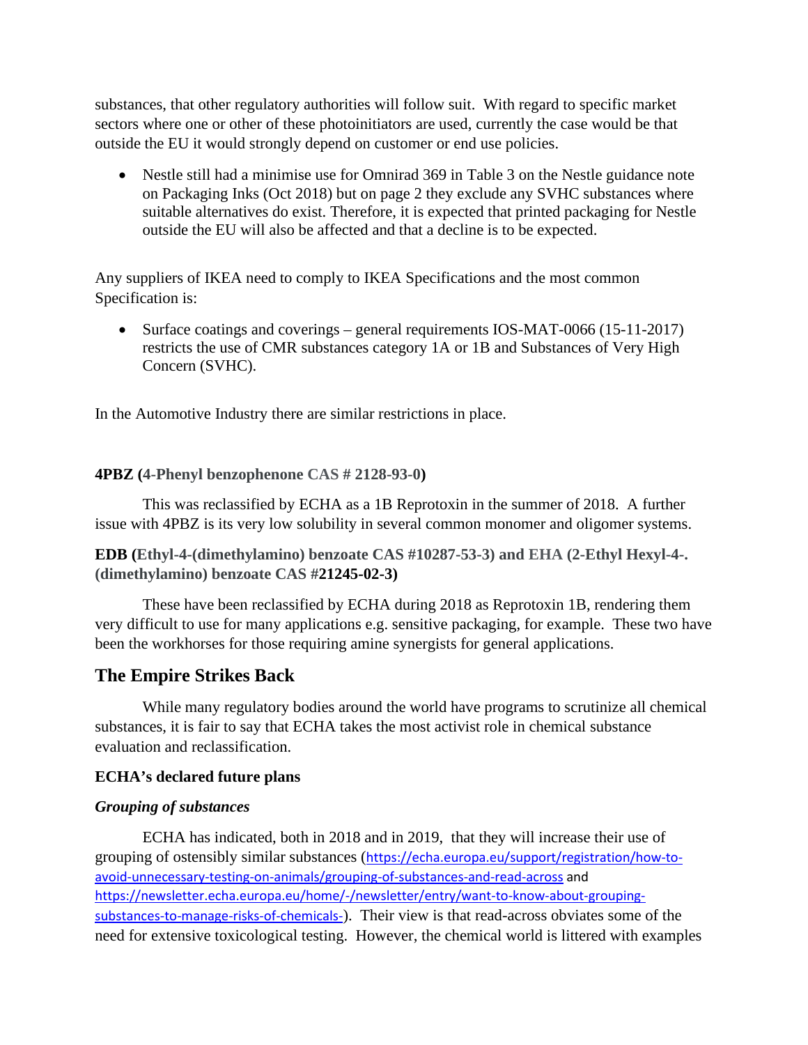substances, that other regulatory authorities will follow suit. With regard to specific market sectors where one or other of these photoinitiators are used, currently the case would be that outside the EU it would strongly depend on customer or end use policies.

- Nestle still had a minimise use for Omnirad 369 in Table 3 on the Nestle guidance note on Packaging Inks (Oct 2018) but on page 2 they exclude any SVHC substances where suitable alternatives do exist. Therefore, it is expected that printed packaging for Nestle outside the EU will also be affected and that a decline is to be expected.

Any suppliers of IKEA need to comply to IKEA Specifications and the most common Specification is:

- Surface coatings and coverings – general requirements IOS-MAT-0066 (15-11-2017) restricts the use of CMR substances category 1A or 1B and Substances of Very High Concern (SVHC).

In the Automotive Industry there are similar restrictions in place.

**4PBZ (4-Phenyl benzophenone CAS # 2128-93-0)**

This was reclassified by ECHA as a 1B Reprotoxin in the summer of 2018. A further issue with 4PBZ is its very low solubility in several common monomer and oligomer systems.

**EDB (Ethyl-4-(dimethylamino) benzoate CAS #10287-53-3) and EHA (2-Ethyl Hexyl-4-. (dimethylamino) benzoate CAS #21245-02-3)**

These have been reclassified by ECHA during 2018 as Reprotoxin 1B, rendering them very difficult to use for many applications e.g. sensitive packaging, for example. These two have been the workhorses for those requiring amine synergists for general applications.

## The Empire Strikes Back

While many regulatory bodies around the world have programs to scrutinize all chemical substances, it is fair to say that ECHA takes the most activist role in chemical substance evaluation and reclassification.

**ECHA's declared future plans**

***Grouping of substances***

ECHA has indicated, both in 2018 and in 2019, that they will increase their use of grouping of ostensibly similar substances (https://echa.europa.eu/support/registration/how-to-avoid-unnecessary-testing-on-animals/grouping-of-substances-and-read-across and https://newsletter.echa.europa.eu/home/-/newsletter/entry/want-to-know-about-grouping-substances-to-manage-risks-of-chemicals-). Their view is that read-across obviates some of the need for extensive toxicological testing. However, the chemical world is littered with examples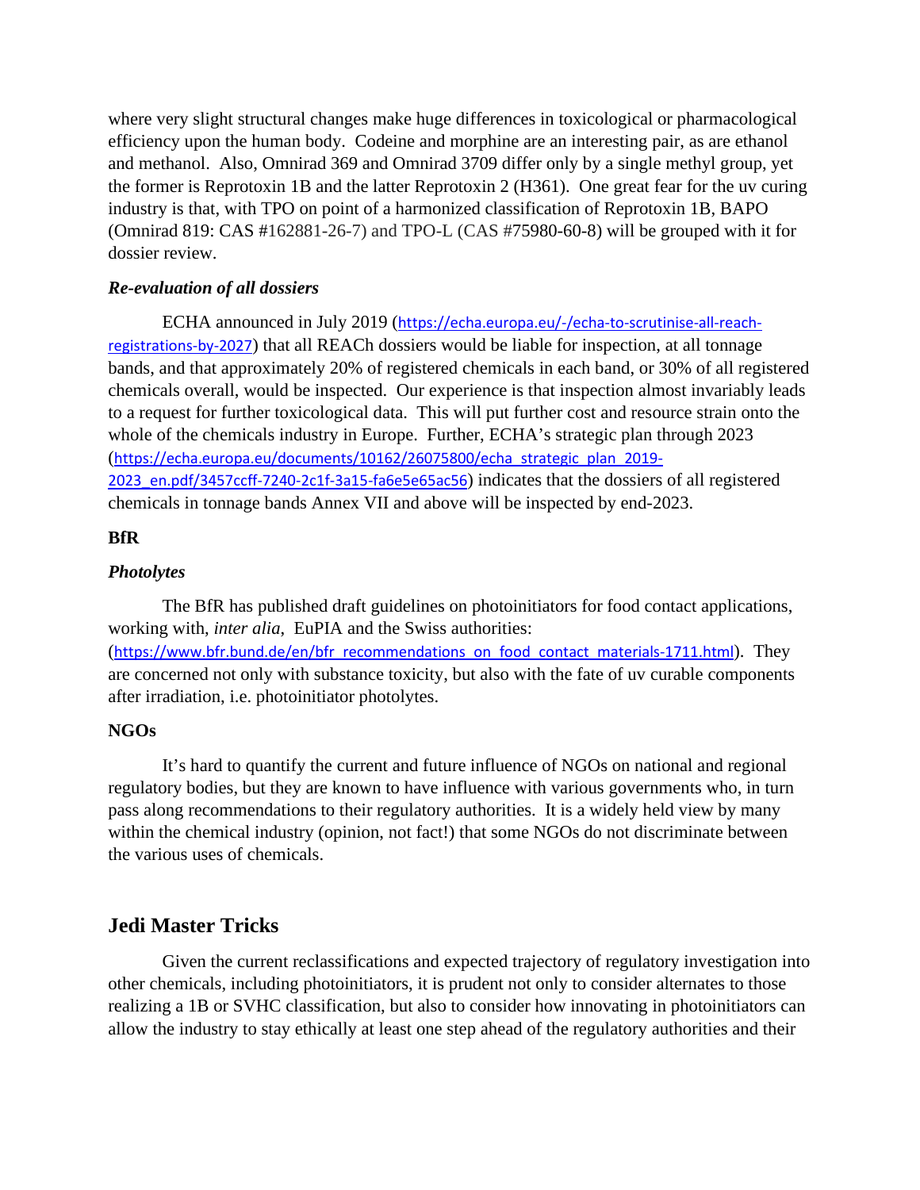where very slight structural changes make huge differences in toxicological or pharmacological efficiency upon the human body. Codeine and morphine are an interesting pair, as are ethanol and methanol. Also, Omnirad 369 and Omnirad 3709 differ only by a single methyl group, yet the former is Reprotoxin 1B and the latter Reprotoxin 2 (H361). One great fear for the uv curing industry is that, with TPO on point of a harmonized classification of Reprotoxin 1B, BAPO (Omnirad 819: CAS #162881-26-7) and TPO-L (CAS #75980-60-8) will be grouped with it for dossier review.

### *Re-evaluation of all dossiers*

ECHA announced in July 2019 (https://echa.europa.eu/-/echa-to-scrutinise-all-reach-registrations-by-2027) that all REACh dossiers would be liable for inspection, at all tonnage bands, and that approximately 20% of registered chemicals in each band, or 30% of all registered chemicals overall, would be inspected. Our experience is that inspection almost invariably leads to a request for further toxicological data. This will put further cost and resource strain onto the whole of the chemicals industry in Europe. Further, ECHA's strategic plan through 2023 (https://echa.europa.eu/documents/10162/26075800/echa_strategic_plan_2019-2023_en.pdf/3457ccff-7240-2c1f-3a15-fa6e5e65ac56) indicates that the dossiers of all registered chemicals in tonnage bands Annex VII and above will be inspected by end-2023.

### BfR

### *Photolytes*

The BfR has published draft guidelines on photoinitiators for food contact applications, working with, *inter alia*, EuPIA and the Swiss authorities: (https://www.bfr.bund.de/en/bfr_recommendations_on_food_contact_materials-1711.html). They are concerned not only with substance toxicity, but also with the fate of uv curable components after irradiation, i.e. photoinitiator photolytes.

### NGOs

It's hard to quantify the current and future influence of NGOs on national and regional regulatory bodies, but they are known to have influence with various governments who, in turn pass along recommendations to their regulatory authorities. It is a widely held view by many within the chemical industry (opinion, not fact!) that some NGOs do not discriminate between the various uses of chemicals.

## Jedi Master Tricks

Given the current reclassifications and expected trajectory of regulatory investigation into other chemicals, including photoinitiators, it is prudent not only to consider alternates to those realizing a 1B or SVHC classification, but also to consider how innovating in photoinitiators can allow the industry to stay ethically at least one step ahead of the regulatory authorities and their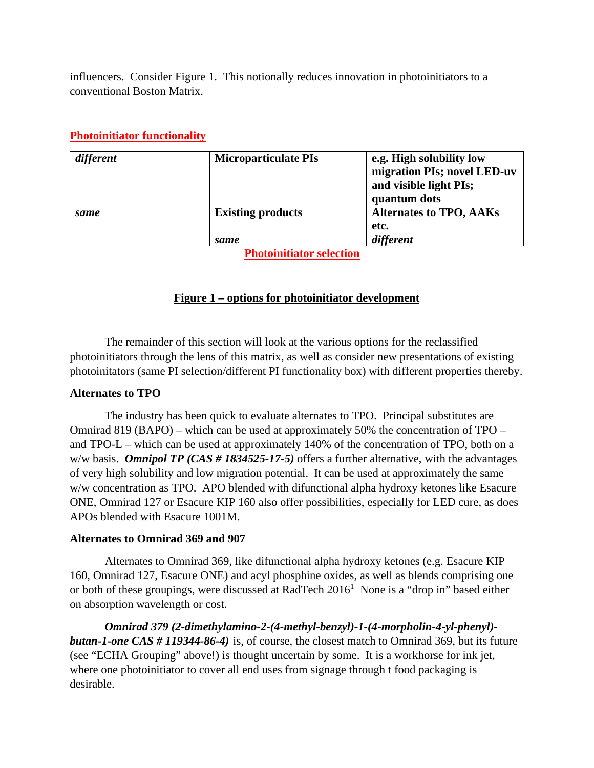influencers. Consider Figure 1. This notionally reduces innovation in photoinitiators to a conventional Boston Matrix.

**Photoinitiator functionality**

| | | |
|---|---|---|
| *different* | **Microparticulate PIs** | **e.g. High solubility low migration PIs; novel LED-uv and visible light PIs; quantum dots** |
| *same* | **Existing products** | **Alternates to TPO, AAKs etc.** |
| | *same* | *different* |

**Photoinitiator selection**

**Figure 1 – options for photoinitiator development**

The remainder of this section will look at the various options for the reclassified photoinitiators through the lens of this matrix, as well as consider new presentations of existing photoinitators (same PI selection/different PI functionality box) with different properties thereby.

**Alternates to TPO**

The industry has been quick to evaluate alternates to TPO. Principal substitutes are Omnirad 819 (BAPO) – which can be used at approximately 50% the concentration of TPO – and TPO-L – which can be used at approximately 140% of the concentration of TPO, both on a w/w basis. ***Omnipol TP (CAS # 1834525-17-5)*** offers a further alternative, with the advantages of very high solubility and low migration potential. It can be used at approximately the same w/w concentration as TPO. APO blended with difunctional alpha hydroxy ketones like Esacure ONE, Omnirad 127 or Esacure KIP 160 also offer possibilities, especially for LED cure, as does APOs blended with Esacure 1001M.

**Alternates to Omnirad 369 and 907**

Alternates to Omnirad 369, like difunctional alpha hydroxy ketones (e.g. Esacure KIP 160, Omnirad 127, Esacure ONE) and acyl phosphine oxides, as well as blends comprising one or both of these groupings, were discussed at RadTech 2016[1] None is a "drop in" based either on absorption wavelength or cost.

***Omnirad 379 (2-dimethylamino-2-(4-methyl-benzyl)-1-(4-morpholin-4-yl-phenyl)-butan-1-one CAS # 119344-86-4)*** is, of course, the closest match to Omnirad 369, but its future (see "ECHA Grouping" above!) is thought uncertain by some. It is a workhorse for ink jet, where one photoinitiator to cover all end uses from signage through t food packaging is desirable.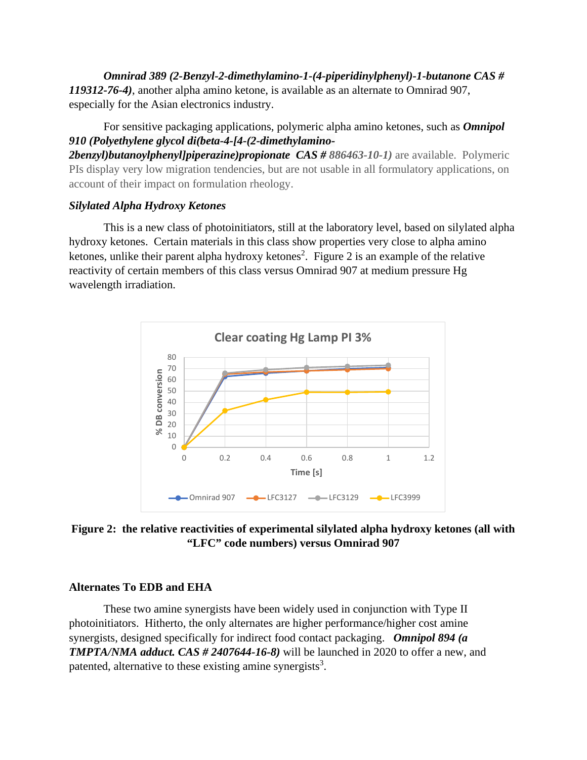*Omnirad 389 (2-Benzyl-2-dimethylamino-1-(4-piperidinylphenyl)-1-butanone CAS # 119312-76-4)*, another alpha amino ketone, is available as an alternate to Omnirad 907, especially for the Asian electronics industry.

For sensitive packaging applications, polymeric alpha amino ketones, such as ***Omnipol 910 (Polyethylene glycol di(beta-4-[4-(2-dimethylamino-2benzyl)butanoylphenyl]piperazine)propionate CAS # 886463-10-1)*** are available. Polymeric PIs display very low migration tendencies, but are not usable in all formulatory applications, on account of their impact on formulation rheology.

### *Silylated Alpha Hydroxy Ketones*

This is a new class of photoinitiators, still at the laboratory level, based on silylated alpha hydroxy ketones. Certain materials in this class show properties very close to alpha amino ketones, unlike their parent alpha hydroxy ketones[2]. Figure 2 is an example of the relative reactivity of certain members of this class versus Omnirad 907 at medium pressure Hg wavelength irradiation.

**Figure 2: the relative reactivities of experimental silylated alpha hydroxy ketones (all with "LFC" code numbers) versus Omnirad 907**

### Alternates To EDB and EHA

These two amine synergists have been widely used in conjunction with Type II photoinitiators. Hitherto, the only alternates are higher performance/higher cost amine synergists, designed specifically for indirect food contact packaging. ***Omnipol 894 (a TMPTA/NMA adduct. CAS # 2407644-16-8)*** will be launched in 2020 to offer a new, and patented, alternative to these existing amine synergists[3].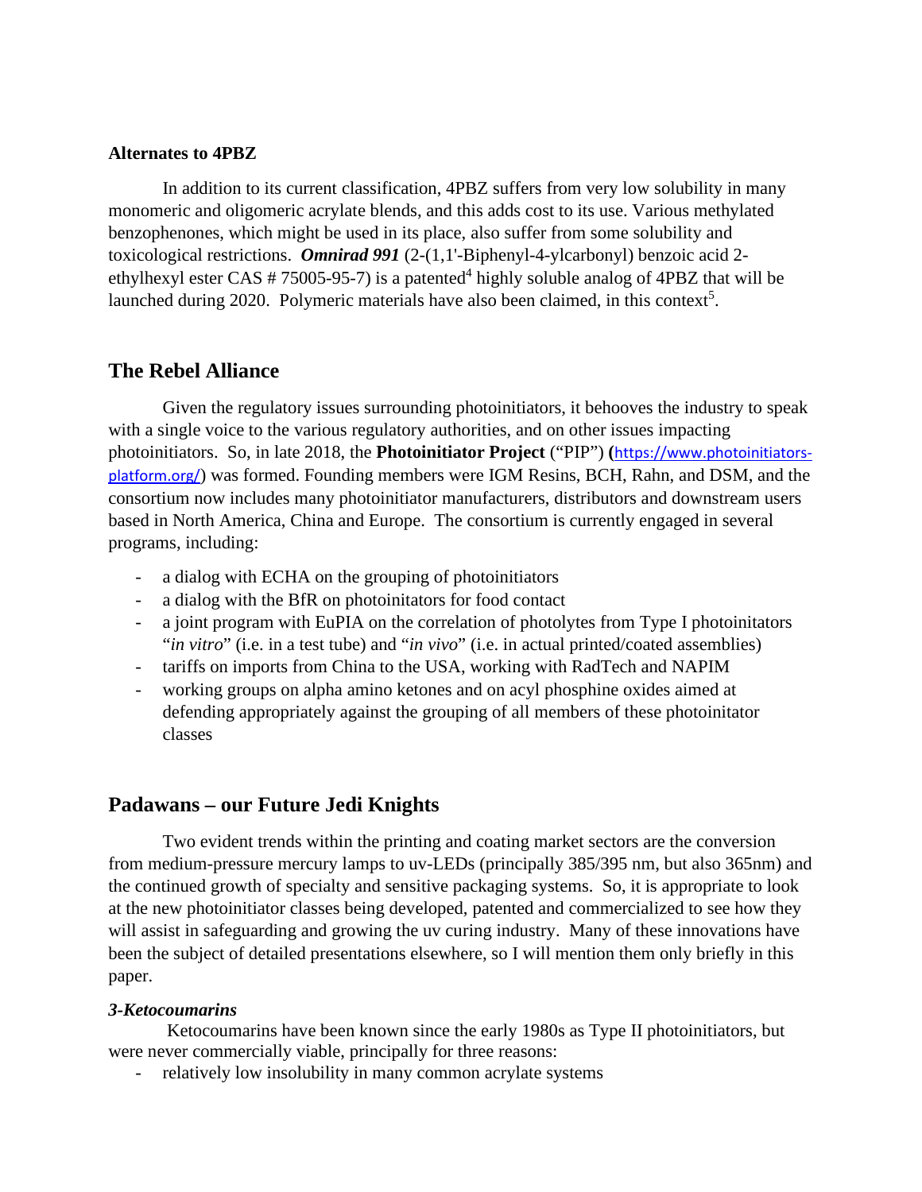**Alternates to 4PBZ**

In addition to its current classification, 4PBZ suffers from very low solubility in many monomeric and oligomeric acrylate blends, and this adds cost to its use. Various methylated benzophenones, which might be used in its place, also suffer from some solubility and toxicological restrictions. ***Omnirad 991*** (2-(1,1'-Biphenyl-4-ylcarbonyl) benzoic acid 2-ethylhexyl ester CAS # 75005-95-7) is a patented[4] highly soluble analog of 4PBZ that will be launched during 2020. Polymeric materials have also been claimed, in this context[5].

## The Rebel Alliance

Given the regulatory issues surrounding photoinitiators, it behooves the industry to speak with a single voice to the various regulatory authorities, and on other issues impacting photoinitiators. So, in late 2018, the **Photoinitiator Project** ("PIP") **(**https://www.photoinitiators-platform.org/) was formed. Founding members were IGM Resins, BCH, Rahn, and DSM, and the consortium now includes many photoinitiator manufacturers, distributors and downstream users based in North America, China and Europe. The consortium is currently engaged in several programs, including:

- a dialog with ECHA on the grouping of photoinitiators
- a dialog with the BfR on photoinitators for food contact
- a joint program with EuPIA on the correlation of photolytes from Type I photoinitators "*in vitro*" (i.e. in a test tube) and "*in vivo*" (i.e. in actual printed/coated assemblies)
- tariffs on imports from China to the USA, working with RadTech and NAPIM
- working groups on alpha amino ketones and on acyl phosphine oxides aimed at defending appropriately against the grouping of all members of these photoinitator classes

## Padawans – our Future Jedi Knights

Two evident trends within the printing and coating market sectors are the conversion from medium-pressure mercury lamps to uv-LEDs (principally 385/395 nm, but also 365nm) and the continued growth of specialty and sensitive packaging systems. So, it is appropriate to look at the new photoinitiator classes being developed, patented and commercialized to see how they will assist in safeguarding and growing the uv curing industry. Many of these innovations have been the subject of detailed presentations elsewhere, so I will mention them only briefly in this paper.

***3-Ketocoumarins***

Ketocoumarins have been known since the early 1980s as Type II photoinitiators, but were never commercially viable, principally for three reasons:

- relatively low insolubility in many common acrylate systems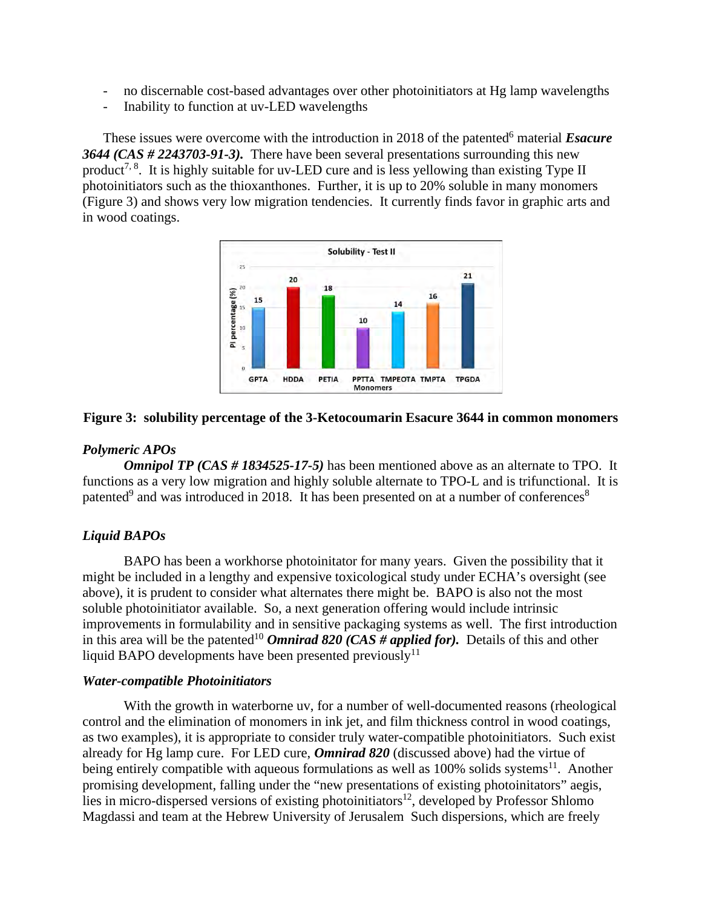- no discernable cost-based advantages over other photoinitiators at Hg lamp wavelengths
- Inability to function at uv-LED wavelengths

These issues were overcome with the introduction in 2018 of the patented[6] material ***Esacure 3644 (CAS # 2243703-91-3).*** There have been several presentations surrounding this new product[7, 8]. It is highly suitable for uv-LED cure and is less yellowing than existing Type II photoinitiators such as the thioxanthones. Further, it is up to 20% soluble in many monomers (Figure 3) and shows very low migration tendencies. It currently finds favor in graphic arts and in wood coatings.

**Figure 3: solubility percentage of the 3-Ketocoumarin Esacure 3644 in common monomers**

### *Polymeric APOs*

***Omnipol TP (CAS # 1834525-17-5)*** has been mentioned above as an alternate to TPO. It functions as a very low migration and highly soluble alternate to TPO-L and is trifunctional. It is patented[9] and was introduced in 2018. It has been presented on at a number of conferences[8]

### *Liquid BAPOs*

BAPO has been a workhorse photoinitator for many years. Given the possibility that it might be included in a lengthy and expensive toxicological study under ECHA's oversight (see above), it is prudent to consider what alternates there might be. BAPO is also not the most soluble photoinitiator available. So, a next generation offering would include intrinsic improvements in formulability and in sensitive packaging systems as well. The first introduction in this area will be the patented[10] ***Omnirad 820 (CAS # applied for).*** Details of this and other liquid BAPO developments have been presented previously[11]

### *Water-compatible Photoinitiators*

With the growth in waterborne uv, for a number of well-documented reasons (rheological control and the elimination of monomers in ink jet, and film thickness control in wood coatings, as two examples), it is appropriate to consider truly water-compatible photoinitiators. Such exist already for Hg lamp cure. For LED cure, ***Omnirad 820*** (discussed above) had the virtue of being entirely compatible with aqueous formulations as well as 100% solids systems[11]. Another promising development, falling under the "new presentations of existing photoinitators" aegis, lies in micro-dispersed versions of existing photoinitiators[12], developed by Professor Shlomo Magdassi and team at the Hebrew University of Jerusalem Such dispersions, which are freely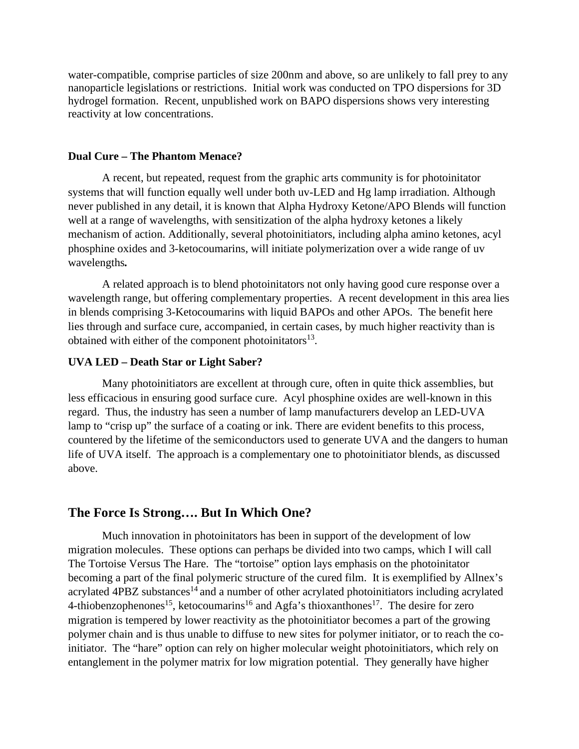water-compatible, comprise particles of size 200nm and above, so are unlikely to fall prey to any nanoparticle legislations or restrictions. Initial work was conducted on TPO dispersions for 3D hydrogel formation. Recent, unpublished work on BAPO dispersions shows very interesting reactivity at low concentrations.

**Dual Cure – The Phantom Menace?**

A recent, but repeated, request from the graphic arts community is for photoinitator systems that will function equally well under both uv-LED and Hg lamp irradiation. Although never published in any detail, it is known that Alpha Hydroxy Ketone/APO Blends will function well at a range of wavelengths, with sensitization of the alpha hydroxy ketones a likely mechanism of action. Additionally, several photoinitiators, including alpha amino ketones, acyl phosphine oxides and 3-ketocoumarins, will initiate polymerization over a wide range of uv wavelengths**.**

A related approach is to blend photoinitators not only having good cure response over a wavelength range, but offering complementary properties. A recent development in this area lies in blends comprising 3-Ketocoumarins with liquid BAPOs and other APOs. The benefit here lies through and surface cure, accompanied, in certain cases, by much higher reactivity than is obtained with either of the component photoinitators[13].

**UVA LED – Death Star or Light Saber?**

Many photoinitiators are excellent at through cure, often in quite thick assemblies, but less efficacious in ensuring good surface cure. Acyl phosphine oxides are well-known in this regard. Thus, the industry has seen a number of lamp manufacturers develop an LED-UVA lamp to "crisp up" the surface of a coating or ink. There are evident benefits to this process, countered by the lifetime of the semiconductors used to generate UVA and the dangers to human life of UVA itself. The approach is a complementary one to photoinitiator blends, as discussed above.

## The Force Is Strong…. But In Which One?

Much innovation in photoinitators has been in support of the development of low migration molecules. These options can perhaps be divided into two camps, which I will call The Tortoise Versus The Hare. The "tortoise" option lays emphasis on the photoinitator becoming a part of the final polymeric structure of the cured film. It is exemplified by Allnex's acrylated 4PBZ substances[14] and a number of other acrylated photoinitiators including acrylated 4-thiobenzophenones[15], ketocoumarins[16] and Agfa's thioxanthones[17]. The desire for zero migration is tempered by lower reactivity as the photoinitiator becomes a part of the growing polymer chain and is thus unable to diffuse to new sites for polymer initiator, or to reach the co-initiator. The "hare" option can rely on higher molecular weight photoinitiators, which rely on entanglement in the polymer matrix for low migration potential. They generally have higher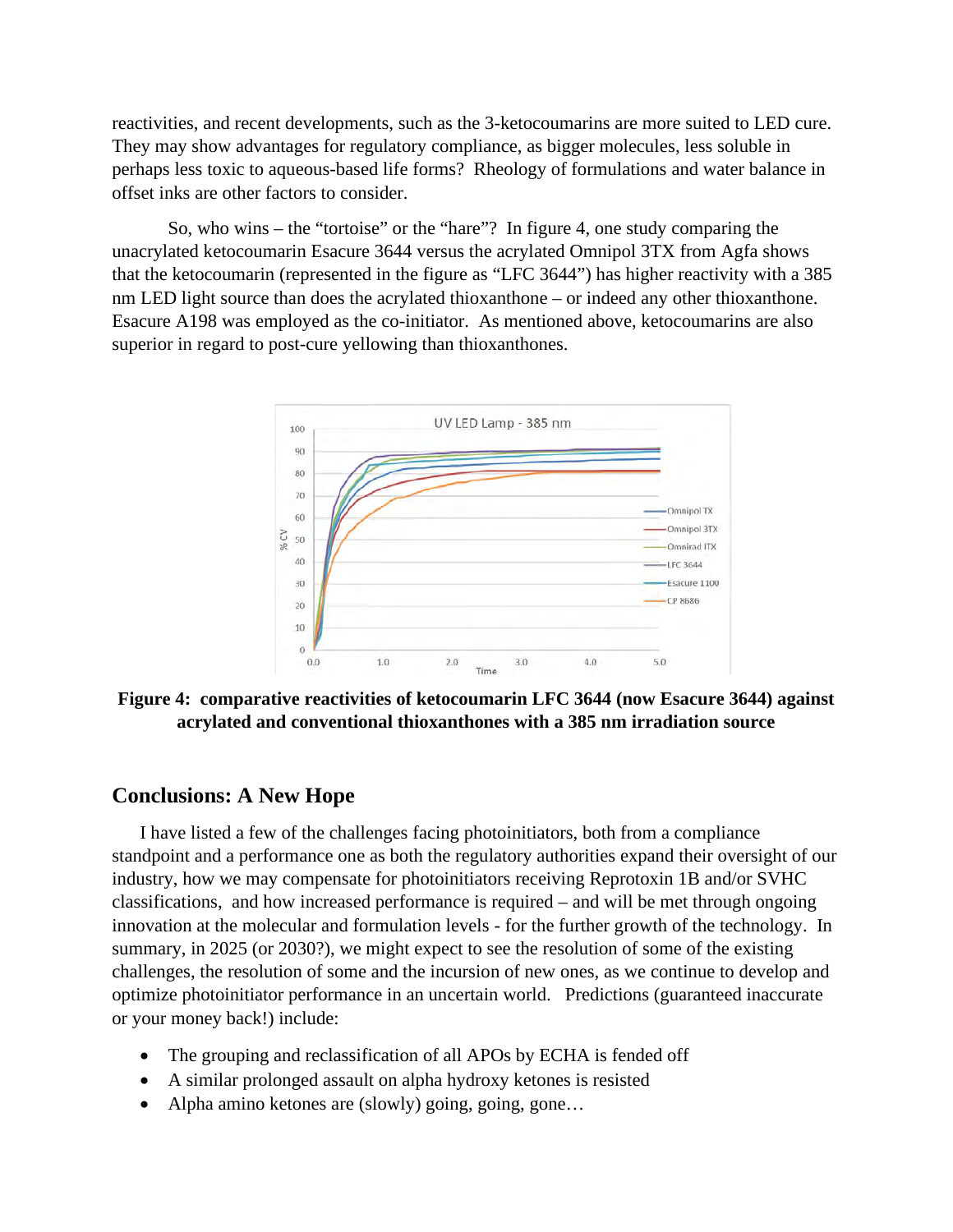reactivities, and recent developments, such as the 3-ketocoumarins are more suited to LED cure. They may show advantages for regulatory compliance, as bigger molecules, less soluble in perhaps less toxic to aqueous-based life forms? Rheology of formulations and water balance in offset inks are other factors to consider.

So, who wins – the "tortoise" or the "hare"? In figure 4, one study comparing the unacrylated ketocoumarin Esacure 3644 versus the acrylated Omnipol 3TX from Agfa shows that the ketocoumarin (represented in the figure as "LFC 3644") has higher reactivity with a 385 nm LED light source than does the acrylated thioxanthone – or indeed any other thioxanthone. Esacure A198 was employed as the co-initiator. As mentioned above, ketocoumarins are also superior in regard to post-cure yellowing than thioxanthones.

**Figure 4: comparative reactivities of ketocoumarin LFC 3644 (now Esacure 3644) against acrylated and conventional thioxanthones with a 385 nm irradiation source**

## Conclusions: A New Hope

I have listed a few of the challenges facing photoinitiators, both from a compliance standpoint and a performance one as both the regulatory authorities expand their oversight of our industry, how we may compensate for photoinitiators receiving Reprotoxin 1B and/or SVHC classifications, and how increased performance is required – and will be met through ongoing innovation at the molecular and formulation levels - for the further growth of the technology. In summary, in 2025 (or 2030?), we might expect to see the resolution of some of the existing challenges, the resolution of some and the incursion of new ones, as we continue to develop and optimize photoinitiator performance in an uncertain world. Predictions (guaranteed inaccurate or your money back!) include:

- The grouping and reclassification of all APOs by ECHA is fended off
- A similar prolonged assault on alpha hydroxy ketones is resisted
- Alpha amino ketones are (slowly) going, going, gone…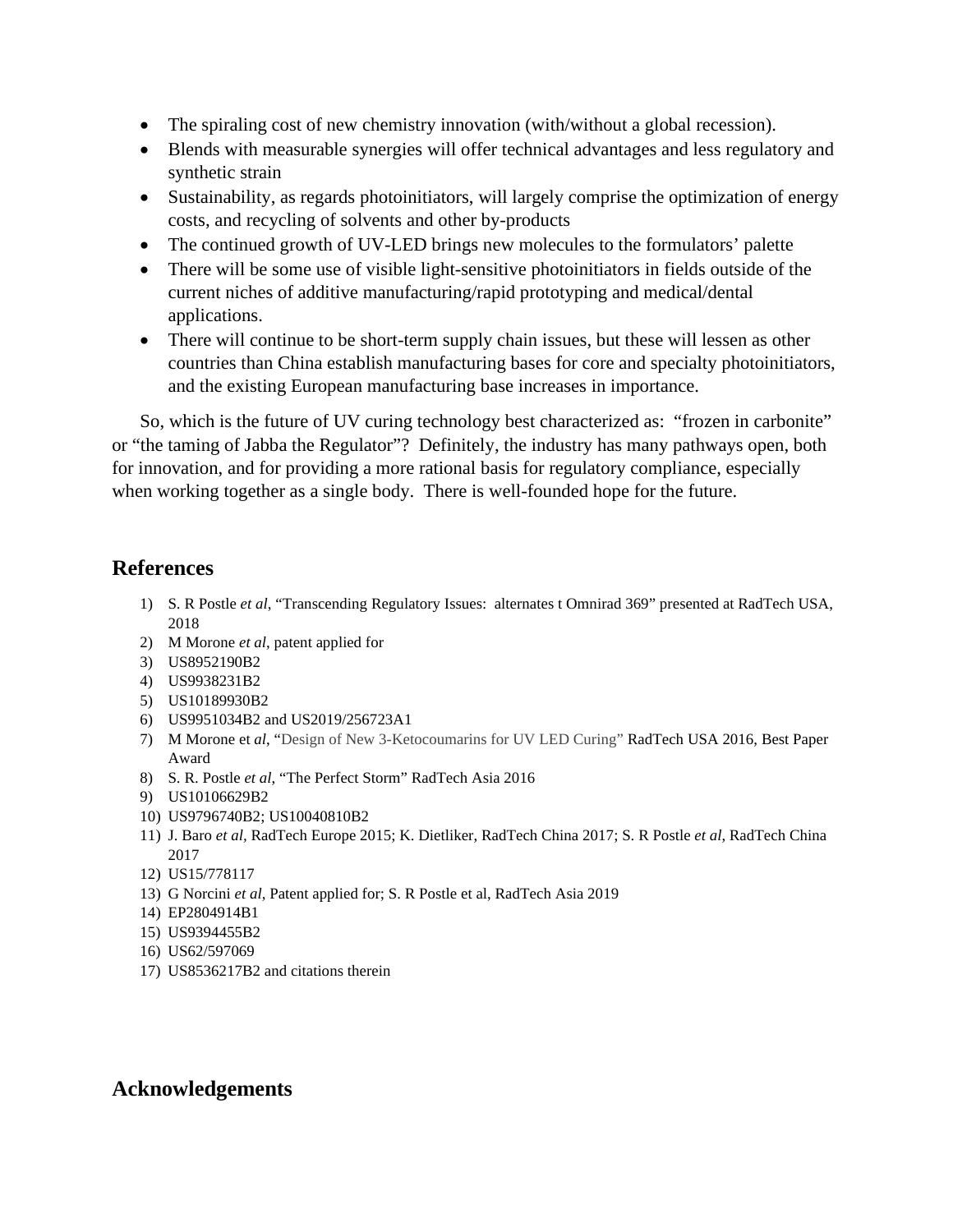- The spiraling cost of new chemistry innovation (with/without a global recession).
- Blends with measurable synergies will offer technical advantages and less regulatory and synthetic strain
- Sustainability, as regards photoinitiators, will largely comprise the optimization of energy costs, and recycling of solvents and other by-products
- The continued growth of UV-LED brings new molecules to the formulators' palette
- There will be some use of visible light-sensitive photoinitiators in fields outside of the current niches of additive manufacturing/rapid prototyping and medical/dental applications.
- There will continue to be short-term supply chain issues, but these will lessen as other countries than China establish manufacturing bases for core and specialty photoinitiators, and the existing European manufacturing base increases in importance.

So, which is the future of UV curing technology best characterized as: "frozen in carbonite" or "the taming of Jabba the Regulator"? Definitely, the industry has many pathways open, both for innovation, and for providing a more rational basis for regulatory compliance, especially when working together as a single body. There is well-founded hope for the future.

## References

1) S. R Postle *et al*, "Transcending Regulatory Issues: alternates t Omnirad 369" presented at RadTech USA, 2018
2) M Morone *et al*, patent applied for
3) US8952190B2
4) US9938231B2
5) US10189930B2
6) US9951034B2 and US2019/256723A1
7) M Morone et *al*, "Design of New 3-Ketocoumarins for UV LED Curing" RadTech USA 2016, Best Paper Award
8) S. R. Postle *et al*, "The Perfect Storm" RadTech Asia 2016
9) US10106629B2
10) US9796740B2; US10040810B2
11) J. Baro *et al*, RadTech Europe 2015; K. Dietliker, RadTech China 2017; S. R Postle *et al*, RadTech China 2017
12) US15/778117
13) G Norcini *et al*, Patent applied for; S. R Postle et al, RadTech Asia 2019
14) EP2804914B1
15) US9394455B2
16) US62/597069
17) US8536217B2 and citations therein

## Acknowledgements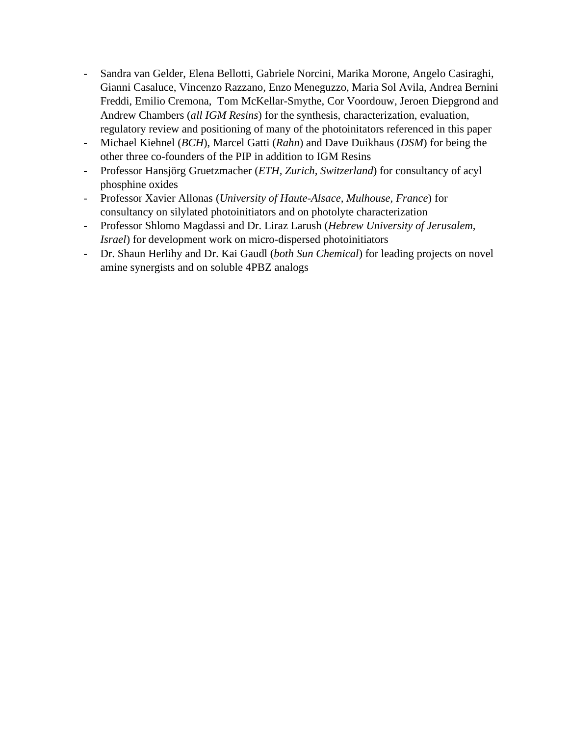- Sandra van Gelder, Elena Bellotti, Gabriele Norcini, Marika Morone, Angelo Casiraghi, Gianni Casaluce, Vincenzo Razzano, Enzo Meneguzzo, Maria Sol Avila, Andrea Bernini Freddi, Emilio Cremona, Tom McKellar-Smythe, Cor Voordouw, Jeroen Diepgrond and Andrew Chambers (*all IGM Resins*) for the synthesis, characterization, evaluation, regulatory review and positioning of many of the photoinitators referenced in this paper
- Michael Kiehnel (*BCH*), Marcel Gatti (*Rahn*) and Dave Duikhaus (*DSM*) for being the other three co-founders of the PIP in addition to IGM Resins
- Professor Hansjörg Gruetzmacher (*ETH, Zurich, Switzerland*) for consultancy of acyl phosphine oxides
- Professor Xavier Allonas (*University of Haute-Alsace, Mulhouse, France*) for consultancy on silylated photoinitiators and on photolyte characterization
- Professor Shlomo Magdassi and Dr. Liraz Larush (*Hebrew University of Jerusalem, Israel*) for development work on micro-dispersed photoinitiators
- Dr. Shaun Herlihy and Dr. Kai Gaudl (*both Sun Chemical*) for leading projects on novel amine synergists and on soluble 4PBZ analogs